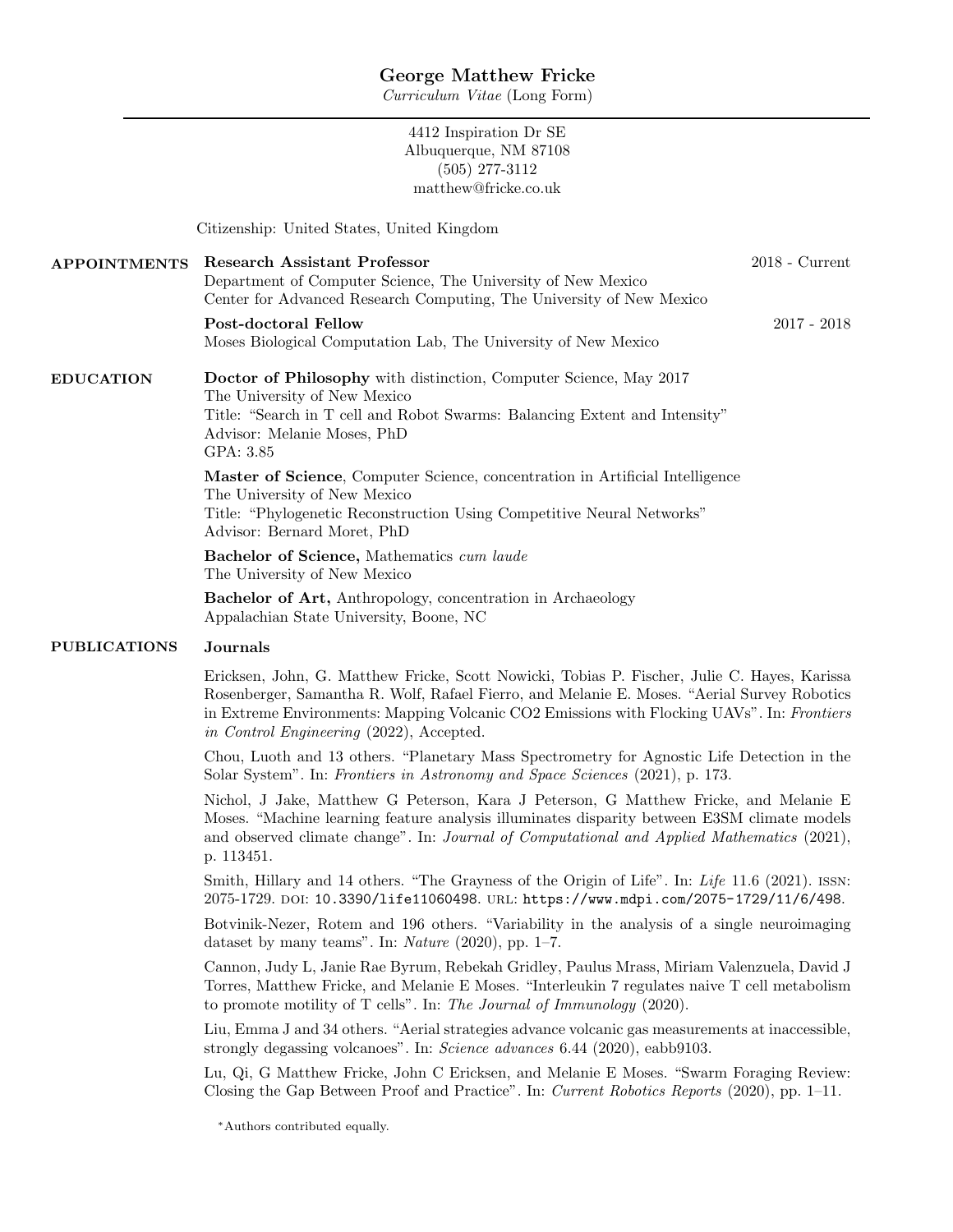# George Matthew Fricke

*Curriculum Vitae* (Long Form)

4412 Inspiration Dr SE
Albuquerque, NM 87108
(505) 277-3112
matthew@fricke.co.uk

Citizenship: United States, United Kingdom

## APPOINTMENTS

**Research Assistant Professor** — 2018 - Current
Department of Computer Science, The University of New Mexico
Center for Advanced Research Computing, The University of New Mexico

**Post-doctoral Fellow** — 2017 - 2018
Moses Biological Computation Lab, The University of New Mexico

## EDUCATION

**Doctor of Philosophy** with distinction, Computer Science, May 2017
The University of New Mexico
Title: "Search in T cell and Robot Swarms: Balancing Extent and Intensity"
Advisor: Melanie Moses, PhD
GPA: 3.85

**Master of Science**, Computer Science, concentration in Artificial Intelligence
The University of New Mexico
Title: "Phylogenetic Reconstruction Using Competitive Neural Networks"
Advisor: Bernard Moret, PhD

**Bachelor of Science,** Mathematics *cum laude*
The University of New Mexico

**Bachelor of Art,** Anthropology, concentration in Archaeology
Appalachian State University, Boone, NC

## PUBLICATIONS

### Journals

Ericksen, John, G. Matthew Fricke, Scott Nowicki, Tobias P. Fischer, Julie C. Hayes, Karissa Rosenberger, Samantha R. Wolf, Rafael Fierro, and Melanie E. Moses. "Aerial Survey Robotics in Extreme Environments: Mapping Volcanic CO2 Emissions with Flocking UAVs". In: *Frontiers in Control Engineering* (2022), Accepted.

Chou, Luoth and 13 others. "Planetary Mass Spectrometry for Agnostic Life Detection in the Solar System". In: *Frontiers in Astronomy and Space Sciences* (2021), p. 173.

Nichol, J Jake, Matthew G Peterson, Kara J Peterson, G Matthew Fricke, and Melanie E Moses. "Machine learning feature analysis illuminates disparity between E3SM climate models and observed climate change". In: *Journal of Computational and Applied Mathematics* (2021), p. 113451.

Smith, Hillary and 14 others. "The Grayness of the Origin of Life". In: *Life* 11.6 (2021). ISSN: 2075-1729. DOI: `10.3390/life11060498`. URL: `https://www.mdpi.com/2075-1729/11/6/498`.

Botvinik-Nezer, Rotem and 196 others. "Variability in the analysis of a single neuroimaging dataset by many teams". In: *Nature* (2020), pp. 1–7.

Cannon, Judy L, Janie Rae Byrum, Rebekah Gridley, Paulus Mrass, Miriam Valenzuela, David J Torres, Matthew Fricke, and Melanie E Moses. "Interleukin 7 regulates naive T cell metabolism to promote motility of T cells". In: *The Journal of Immunology* (2020).

Liu, Emma J and 34 others. "Aerial strategies advance volcanic gas measurements at inaccessible, strongly degassing volcanoes". In: *Science advances* 6.44 (2020), eabb9103.

Lu, Qi, G Matthew Fricke, John C Ericksen, and Melanie E Moses. "Swarm Foraging Review: Closing the Gap Between Proof and Practice". In: *Current Robotics Reports* (2020), pp. 1–11.

*Authors contributed equally.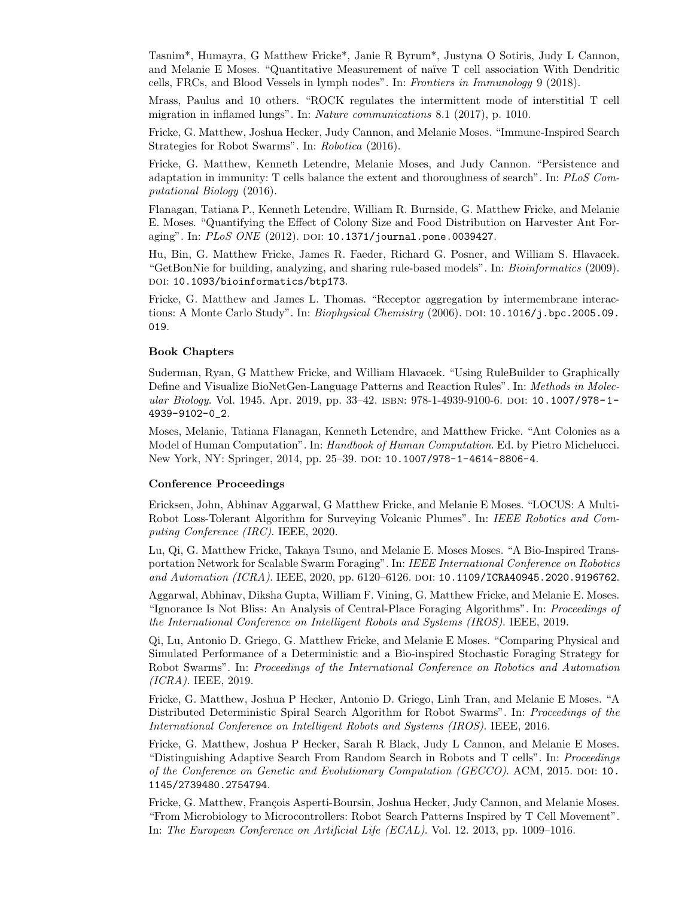Tasnim*, Humayra, G Matthew Fricke*, Janie R Byrum*, Justyna O Sotiris, Judy L Cannon, and Melanie E Moses. "Quantitative Measurement of naïve T cell association With Dendritic cells, FRCs, and Blood Vessels in lymph nodes". In: *Frontiers in Immunology* 9 (2018).

Mrass, Paulus and 10 others. "ROCK regulates the intermittent mode of interstitial T cell migration in inflamed lungs". In: *Nature communications* 8.1 (2017), p. 1010.

Fricke, G. Matthew, Joshua Hecker, Judy Cannon, and Melanie Moses. "Immune-Inspired Search Strategies for Robot Swarms". In: *Robotica* (2016).

Fricke, G. Matthew, Kenneth Letendre, Melanie Moses, and Judy Cannon. "Persistence and adaptation in immunity: T cells balance the extent and thoroughness of search". In: *PLoS Computational Biology* (2016).

Flanagan, Tatiana P., Kenneth Letendre, William R. Burnside, G. Matthew Fricke, and Melanie E. Moses. "Quantifying the Effect of Colony Size and Food Distribution on Harvester Ant Foraging". In: *PLoS ONE* (2012). DOI: 10.1371/journal.pone.0039427.

Hu, Bin, G. Matthew Fricke, James R. Faeder, Richard G. Posner, and William S. Hlavacek. "GetBonNie for building, analyzing, and sharing rule-based models". In: *Bioinformatics* (2009). DOI: 10.1093/bioinformatics/btp173.

Fricke, G. Matthew and James L. Thomas. "Receptor aggregation by intermembrane interactions: A Monte Carlo Study". In: *Biophysical Chemistry* (2006). DOI: 10.1016/j.bpc.2005.09.019.

### Book Chapters

Suderman, Ryan, G Matthew Fricke, and William Hlavacek. "Using RuleBuilder to Graphically Define and Visualize BioNetGen-Language Patterns and Reaction Rules". In: *Methods in Molecular Biology*. Vol. 1945. Apr. 2019, pp. 33–42. ISBN: 978-1-4939-9100-6. DOI: 10.1007/978-1-4939-9102-0_2.

Moses, Melanie, Tatiana Flanagan, Kenneth Letendre, and Matthew Fricke. "Ant Colonies as a Model of Human Computation". In: *Handbook of Human Computation*. Ed. by Pietro Michelucci. New York, NY: Springer, 2014, pp. 25–39. DOI: 10.1007/978-1-4614-8806-4.

### Conference Proceedings

Ericksen, John, Abhinav Aggarwal, G Matthew Fricke, and Melanie E Moses. "LOCUS: A Multi-Robot Loss-Tolerant Algorithm for Surveying Volcanic Plumes". In: *IEEE Robotics and Computing Conference (IRC)*. IEEE, 2020.

Lu, Qi, G. Matthew Fricke, Takaya Tsuno, and Melanie E. Moses Moses. "A Bio-Inspired Transportation Network for Scalable Swarm Foraging". In: *IEEE International Conference on Robotics and Automation (ICRA)*. IEEE, 2020, pp. 6120–6126. DOI: 10.1109/ICRA40945.2020.9196762.

Aggarwal, Abhinav, Diksha Gupta, William F. Vining, G. Matthew Fricke, and Melanie E. Moses. "Ignorance Is Not Bliss: An Analysis of Central-Place Foraging Algorithms". In: *Proceedings of the International Conference on Intelligent Robots and Systems (IROS)*. IEEE, 2019.

Qi, Lu, Antonio D. Griego, G. Matthew Fricke, and Melanie E Moses. "Comparing Physical and Simulated Performance of a Deterministic and a Bio-inspired Stochastic Foraging Strategy for Robot Swarms". In: *Proceedings of the International Conference on Robotics and Automation (ICRA)*. IEEE, 2019.

Fricke, G. Matthew, Joshua P Hecker, Antonio D. Griego, Linh Tran, and Melanie E Moses. "A Distributed Deterministic Spiral Search Algorithm for Robot Swarms". In: *Proceedings of the International Conference on Intelligent Robots and Systems (IROS)*. IEEE, 2016.

Fricke, G. Matthew, Joshua P Hecker, Sarah R Black, Judy L Cannon, and Melanie E Moses. "Distinguishing Adaptive Search From Random Search in Robots and T cells". In: *Proceedings of the Conference on Genetic and Evolutionary Computation (GECCO)*. ACM, 2015. DOI: 10.1145/2739480.2754794.

Fricke, G. Matthew, François Asperti-Boursin, Joshua Hecker, Judy Cannon, and Melanie Moses. "From Microbiology to Microcontrollers: Robot Search Patterns Inspired by T Cell Movement". In: *The European Conference on Artificial Life (ECAL)*. Vol. 12. 2013, pp. 1009–1016.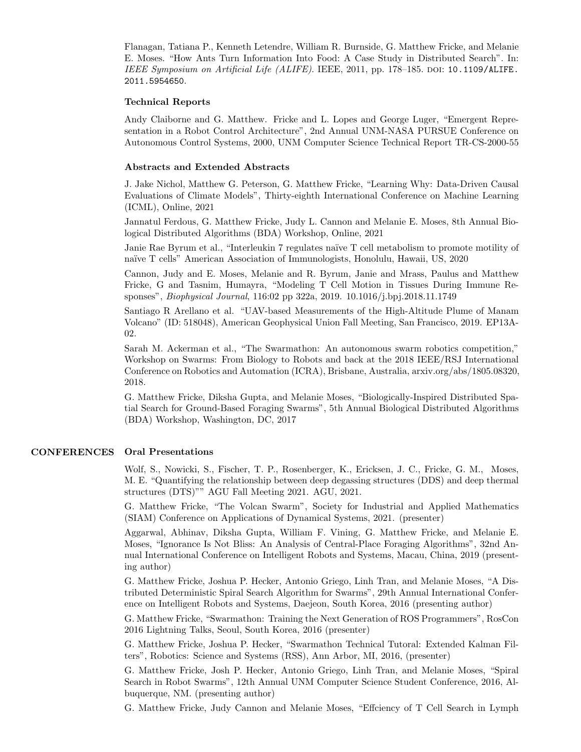Flanagan, Tatiana P., Kenneth Letendre, William R. Burnside, G. Matthew Fricke, and Melanie E. Moses. "How Ants Turn Information Into Food: A Case Study in Distributed Search". In: *IEEE Symposium on Artificial Life (ALIFE)*. IEEE, 2011, pp. 178–185. DOI: 10.1109/ALIFE.2011.5954650.

**Technical Reports**

Andy Claiborne and G. Matthew. Fricke and L. Lopes and George Luger, "Emergent Representation in a Robot Control Architecture", 2nd Annual UNM-NASA PURSUE Conference on Autonomous Control Systems, 2000, UNM Computer Science Technical Report TR-CS-2000-55

**Abstracts and Extended Abstracts**

J. Jake Nichol, Matthew G. Peterson, G. Matthew Fricke, "Learning Why: Data-Driven Causal Evaluations of Climate Models", Thirty-eighth International Conference on Machine Learning (ICML), Online, 2021

Jannatul Ferdous, G. Matthew Fricke, Judy L. Cannon and Melanie E. Moses, 8th Annual Biological Distributed Algorithms (BDA) Workshop, Online, 2021

Janie Rae Byrum et al., "Interleukin 7 regulates naïve T cell metabolism to promote motility of naïve T cells" American Association of Immunologists, Honolulu, Hawaii, US, 2020

Cannon, Judy and E. Moses, Melanie and R. Byrum, Janie and Mrass, Paulus and Matthew Fricke, G and Tasnim, Humayra, "Modeling T Cell Motion in Tissues During Immune Responses", *Biophysical Journal*, 116:02 pp 322a, 2019. 10.1016/j.bpj.2018.11.1749

Santiago R Arellano et al. "UAV-based Measurements of the High-Altitude Plume of Manam Volcano" (ID: 518048), American Geophysical Union Fall Meeting, San Francisco, 2019. EP13A-02.

Sarah M. Ackerman et al., "The Swarmathon: An autonomous swarm robotics competition," Workshop on Swarms: From Biology to Robots and back at the 2018 IEEE/RSJ International Conference on Robotics and Automation (ICRA), Brisbane, Australia, arxiv.org/abs/1805.08320, 2018.

G. Matthew Fricke, Diksha Gupta, and Melanie Moses, "Biologically-Inspired Distributed Spatial Search for Ground-Based Foraging Swarms", 5th Annual Biological Distributed Algorithms (BDA) Workshop, Washington, DC, 2017

## CONFERENCES

**Oral Presentations**

Wolf, S., Nowicki, S., Fischer, T. P., Rosenberger, K., Ericksen, J. C., Fricke, G. M., Moses, M. E. "Quantifying the relationship between deep degassing structures (DDS) and deep thermal structures (DTS)"" AGU Fall Meeting 2021. AGU, 2021.

G. Matthew Fricke, "The Volcan Swarm", Society for Industrial and Applied Mathematics (SIAM) Conference on Applications of Dynamical Systems, 2021. (presenter)

Aggarwal, Abhinav, Diksha Gupta, William F. Vining, G. Matthew Fricke, and Melanie E. Moses, "Ignorance Is Not Bliss: An Analysis of Central-Place Foraging Algorithms", 32nd Annual International Conference on Intelligent Robots and Systems, Macau, China, 2019 (presenting author)

G. Matthew Fricke, Joshua P. Hecker, Antonio Griego, Linh Tran, and Melanie Moses, "A Distributed Deterministic Spiral Search Algorithm for Swarms", 29th Annual International Conference on Intelligent Robots and Systems, Daejeon, South Korea, 2016 (presenting author)

G. Matthew Fricke, "Swarmathon: Training the Next Generation of ROS Programmers", RosCon 2016 Lightning Talks, Seoul, South Korea, 2016 (presenter)

G. Matthew Fricke, Joshua P. Hecker, "Swarmathon Technical Tutoral: Extended Kalman Filters", Robotics: Science and Systems (RSS), Ann Arbor, MI, 2016, (presenter)

G. Matthew Fricke, Josh P. Hecker, Antonio Griego, Linh Tran, and Melanie Moses, "Spiral Search in Robot Swarms", 12th Annual UNM Computer Science Student Conference, 2016, Albuquerque, NM. (presenting author)

G. Matthew Fricke, Judy Cannon and Melanie Moses, "Effciency of T Cell Search in Lymph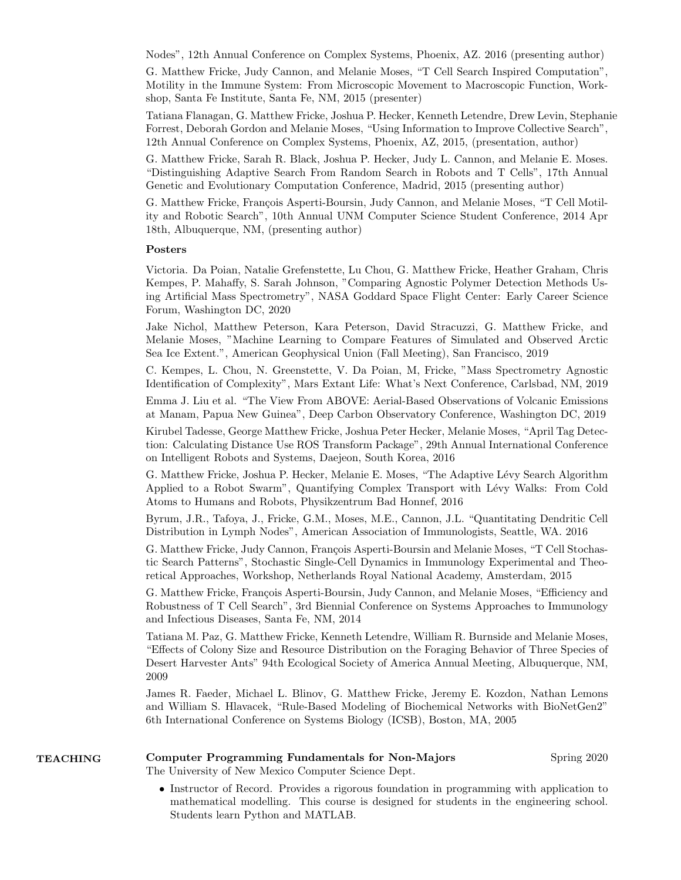Nodes", 12th Annual Conference on Complex Systems, Phoenix, AZ. 2016 (presenting author)

G. Matthew Fricke, Judy Cannon, and Melanie Moses, "T Cell Search Inspired Computation", Motility in the Immune System: From Microscopic Movement to Macroscopic Function, Workshop, Santa Fe Institute, Santa Fe, NM, 2015 (presenter)

Tatiana Flanagan, G. Matthew Fricke, Joshua P. Hecker, Kenneth Letendre, Drew Levin, Stephanie Forrest, Deborah Gordon and Melanie Moses, "Using Information to Improve Collective Search", 12th Annual Conference on Complex Systems, Phoenix, AZ, 2015, (presentation, author)

G. Matthew Fricke, Sarah R. Black, Joshua P. Hecker, Judy L. Cannon, and Melanie E. Moses. "Distinguishing Adaptive Search From Random Search in Robots and T Cells", 17th Annual Genetic and Evolutionary Computation Conference, Madrid, 2015 (presenting author)

G. Matthew Fricke, François Asperti-Boursin, Judy Cannon, and Melanie Moses, "T Cell Motility and Robotic Search", 10th Annual UNM Computer Science Student Conference, 2014 Apr 18th, Albuquerque, NM, (presenting author)

**Posters**

Victoria. Da Poian, Natalie Grefenstette, Lu Chou, G. Matthew Fricke, Heather Graham, Chris Kempes, P. Mahaffy, S. Sarah Johnson, "Comparing Agnostic Polymer Detection Methods Using Artificial Mass Spectrometry", NASA Goddard Space Flight Center: Early Career Science Forum, Washington DC, 2020

Jake Nichol, Matthew Peterson, Kara Peterson, David Stracuzzi, G. Matthew Fricke, and Melanie Moses, "Machine Learning to Compare Features of Simulated and Observed Arctic Sea Ice Extent.", American Geophysical Union (Fall Meeting), San Francisco, 2019

C. Kempes, L. Chou, N. Greenstette, V. Da Poian, M, Fricke, "Mass Spectrometry Agnostic Identification of Complexity", Mars Extant Life: What's Next Conference, Carlsbad, NM, 2019

Emma J. Liu et al. "The View From ABOVE: Aerial-Based Observations of Volcanic Emissions at Manam, Papua New Guinea", Deep Carbon Observatory Conference, Washington DC, 2019

Kirubel Tadesse, George Matthew Fricke, Joshua Peter Hecker, Melanie Moses, "April Tag Detection: Calculating Distance Use ROS Transform Package", 29th Annual International Conference on Intelligent Robots and Systems, Daejeon, South Korea, 2016

G. Matthew Fricke, Joshua P. Hecker, Melanie E. Moses, "The Adaptive Lévy Search Algorithm Applied to a Robot Swarm", Quantifying Complex Transport with Lévy Walks: From Cold Atoms to Humans and Robots, Physikzentrum Bad Honnef, 2016

Byrum, J.R., Tafoya, J., Fricke, G.M., Moses, M.E., Cannon, J.L. "Quantitating Dendritic Cell Distribution in Lymph Nodes", American Association of Immunologists, Seattle, WA. 2016

G. Matthew Fricke, Judy Cannon, François Asperti-Boursin and Melanie Moses, "T Cell Stochastic Search Patterns", Stochastic Single-Cell Dynamics in Immunology Experimental and Theoretical Approaches, Workshop, Netherlands Royal National Academy, Amsterdam, 2015

G. Matthew Fricke, François Asperti-Boursin, Judy Cannon, and Melanie Moses, "Efficiency and Robustness of T Cell Search", 3rd Biennial Conference on Systems Approaches to Immunology and Infectious Diseases, Santa Fe, NM, 2014

Tatiana M. Paz, G. Matthew Fricke, Kenneth Letendre, William R. Burnside and Melanie Moses, "Effects of Colony Size and Resource Distribution on the Foraging Behavior of Three Species of Desert Harvester Ants" 94th Ecological Society of America Annual Meeting, Albuquerque, NM, 2009

James R. Faeder, Michael L. Blinov, G. Matthew Fricke, Jeremy E. Kozdon, Nathan Lemons and William S. Hlavacek, "Rule-Based Modeling of Biochemical Networks with BioNetGen2" 6th International Conference on Systems Biology (ICSB), Boston, MA, 2005

## TEACHING

**Computer Programming Fundamentals for Non-Majors** — Spring 2020

The University of New Mexico Computer Science Dept.

- Instructor of Record. Provides a rigorous foundation in programming with application to mathematical modelling. This course is designed for students in the engineering school. Students learn Python and MATLAB.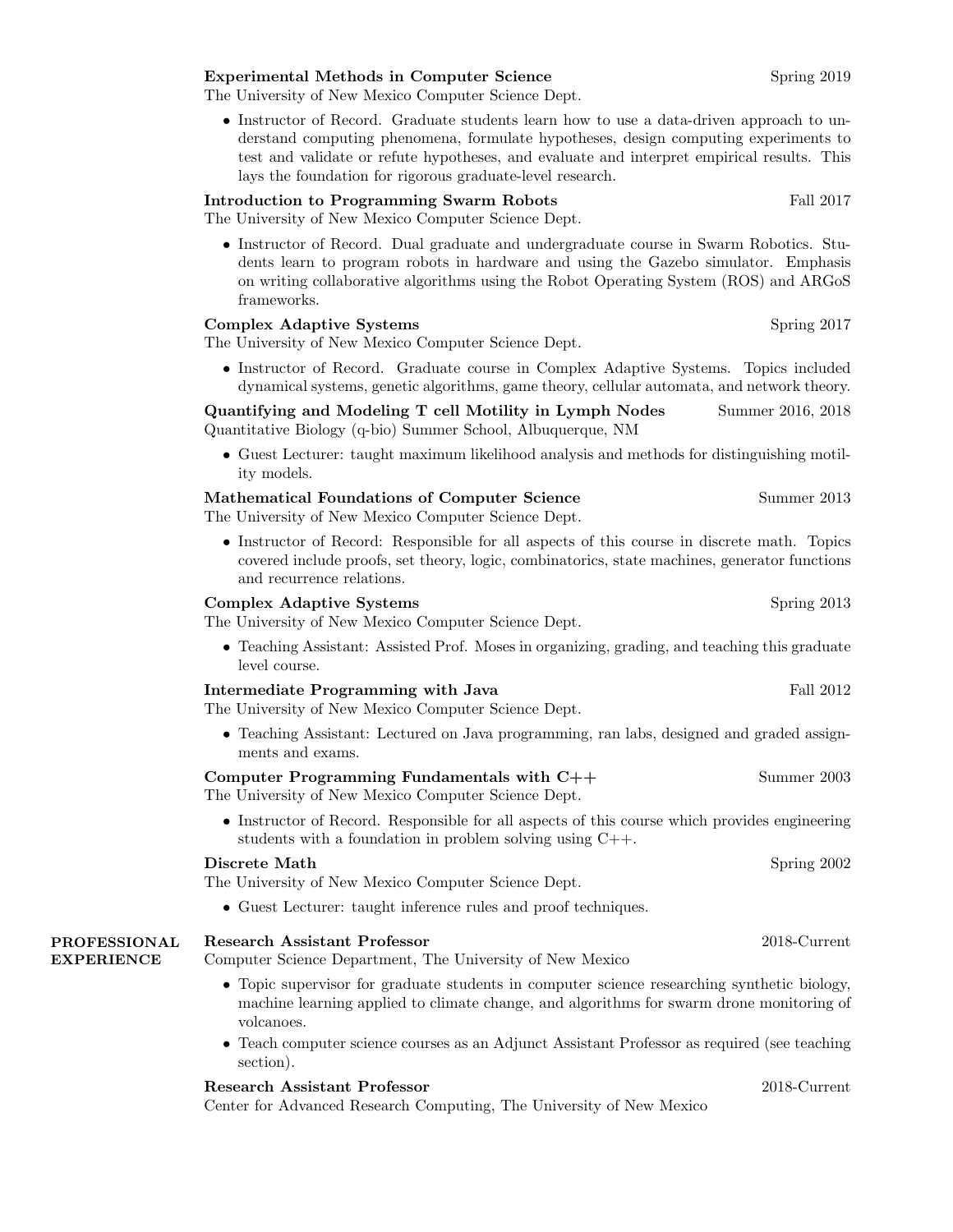**Experimental Methods in Computer Science** Spring 2019
The University of New Mexico Computer Science Dept.

- Instructor of Record. Graduate students learn how to use a data-driven approach to understand computing phenomena, formulate hypotheses, design computing experiments to test and validate or refute hypotheses, and evaluate and interpret empirical results. This lays the foundation for rigorous graduate-level research.

**Introduction to Programming Swarm Robots** Fall 2017
The University of New Mexico Computer Science Dept.

- Instructor of Record. Dual graduate and undergraduate course in Swarm Robotics. Students learn to program robots in hardware and using the Gazebo simulator. Emphasis on writing collaborative algorithms using the Robot Operating System (ROS) and ARGoS frameworks.

**Complex Adaptive Systems** Spring 2017
The University of New Mexico Computer Science Dept.

- Instructor of Record. Graduate course in Complex Adaptive Systems. Topics included dynamical systems, genetic algorithms, game theory, cellular automata, and network theory.

**Quantifying and Modeling T cell Motility in Lymph Nodes** Summer 2016, 2018
Quantitative Biology (q-bio) Summer School, Albuquerque, NM

- Guest Lecturer: taught maximum likelihood analysis and methods for distinguishing motility models.

**Mathematical Foundations of Computer Science** Summer 2013
The University of New Mexico Computer Science Dept.

- Instructor of Record: Responsible for all aspects of this course in discrete math. Topics covered include proofs, set theory, logic, combinatorics, state machines, generator functions and recurrence relations.

**Complex Adaptive Systems** Spring 2013
The University of New Mexico Computer Science Dept.

- Teaching Assistant: Assisted Prof. Moses in organizing, grading, and teaching this graduate level course.

**Intermediate Programming with Java** Fall 2012
The University of New Mexico Computer Science Dept.

- Teaching Assistant: Lectured on Java programming, ran labs, designed and graded assignments and exams.

**Computer Programming Fundamentals with C++** Summer 2003
The University of New Mexico Computer Science Dept.

- Instructor of Record. Responsible for all aspects of this course which provides engineering students with a foundation in problem solving using C++.

**Discrete Math** Spring 2002
The University of New Mexico Computer Science Dept.

- Guest Lecturer: taught inference rules and proof techniques.

## PROFESSIONAL EXPERIENCE

**Research Assistant Professor** 2018-Current
Computer Science Department, The University of New Mexico

- Topic supervisor for graduate students in computer science researching synthetic biology, machine learning applied to climate change, and algorithms for swarm drone monitoring of volcanoes.
- Teach computer science courses as an Adjunct Assistant Professor as required (see teaching section).

**Research Assistant Professor** 2018-Current
Center for Advanced Research Computing, The University of New Mexico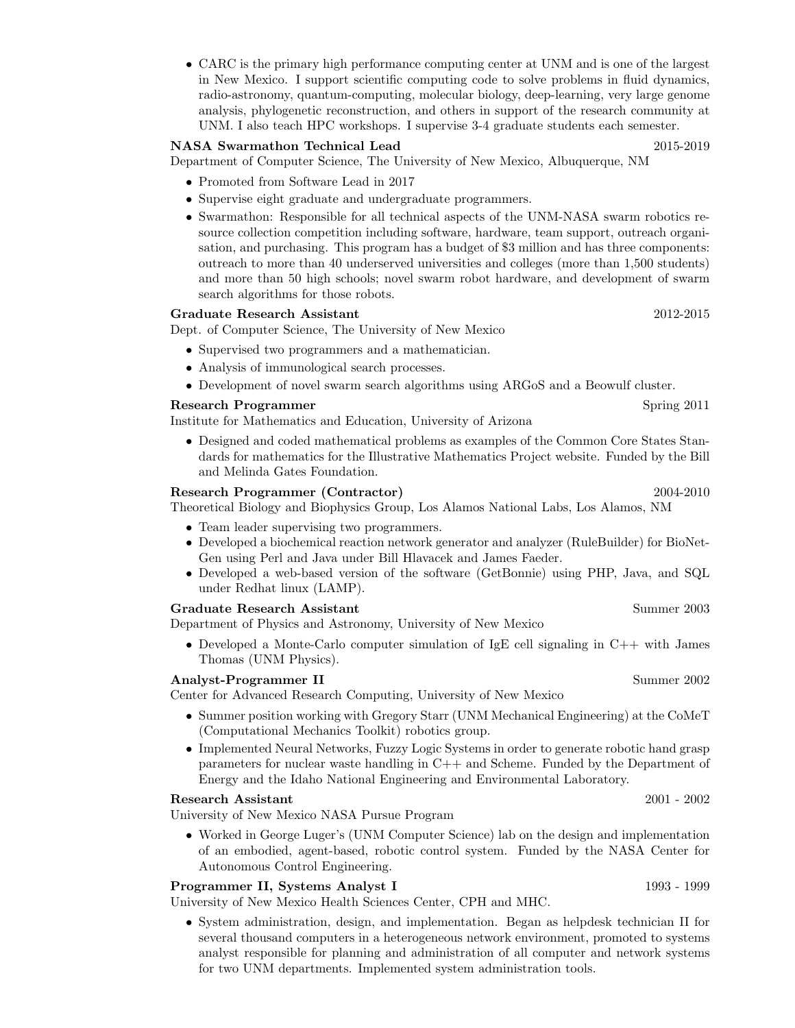- CARC is the primary high performance computing center at UNM and is one of the largest in New Mexico. I support scientific computing code to solve problems in fluid dynamics, radio-astronomy, quantum-computing, molecular biology, deep-learning, very large genome analysis, phylogenetic reconstruction, and others in support of the research community at UNM. I also teach HPC workshops. I supervise 3-4 graduate students each semester.

**NASA Swarmathon Technical Lead** 2015-2019
Department of Computer Science, The University of New Mexico, Albuquerque, NM

- Promoted from Software Lead in 2017
- Supervise eight graduate and undergraduate programmers.
- Swarmathon: Responsible for all technical aspects of the UNM-NASA swarm robotics resource collection competition including software, hardware, team support, outreach organisation, and purchasing. This program has a budget of $3 million and has three components: outreach to more than 40 underserved universities and colleges (more than 1,500 students) and more than 50 high schools; novel swarm robot hardware, and development of swarm search algorithms for those robots.

**Graduate Research Assistant** 2012-2015
Dept. of Computer Science, The University of New Mexico

- Supervised two programmers and a mathematician.
- Analysis of immunological search processes.
- Development of novel swarm search algorithms using ARGoS and a Beowulf cluster.

**Research Programmer** Spring 2011
Institute for Mathematics and Education, University of Arizona

- Designed and coded mathematical problems as examples of the Common Core States Standards for mathematics for the Illustrative Mathematics Project website. Funded by the Bill and Melinda Gates Foundation.

**Research Programmer (Contractor)** 2004-2010
Theoretical Biology and Biophysics Group, Los Alamos National Labs, Los Alamos, NM

- Team leader supervising two programmers.
- Developed a biochemical reaction network generator and analyzer (RuleBuilder) for BioNetGen using Perl and Java under Bill Hlavacek and James Faeder.
- Developed a web-based version of the software (GetBonnie) using PHP, Java, and SQL under Redhat linux (LAMP).

**Graduate Research Assistant** Summer 2003
Department of Physics and Astronomy, University of New Mexico

- Developed a Monte-Carlo computer simulation of IgE cell signaling in C++ with James Thomas (UNM Physics).

**Analyst-Programmer II** Summer 2002
Center for Advanced Research Computing, University of New Mexico

- Summer position working with Gregory Starr (UNM Mechanical Engineering) at the CoMeT (Computational Mechanics Toolkit) robotics group.
- Implemented Neural Networks, Fuzzy Logic Systems in order to generate robotic hand grasp parameters for nuclear waste handling in C++ and Scheme. Funded by the Department of Energy and the Idaho National Engineering and Environmental Laboratory.

**Research Assistant** 2001 - 2002
University of New Mexico NASA Pursue Program

- Worked in George Luger's (UNM Computer Science) lab on the design and implementation of an embodied, agent-based, robotic control system. Funded by the NASA Center for Autonomous Control Engineering.

**Programmer II, Systems Analyst I** 1993 - 1999
University of New Mexico Health Sciences Center, CPH and MHC.

- System administration, design, and implementation. Began as helpdesk technician II for several thousand computers in a heterogeneous network environment, promoted to systems analyst responsible for planning and administration of all computer and network systems for two UNM departments. Implemented system administration tools.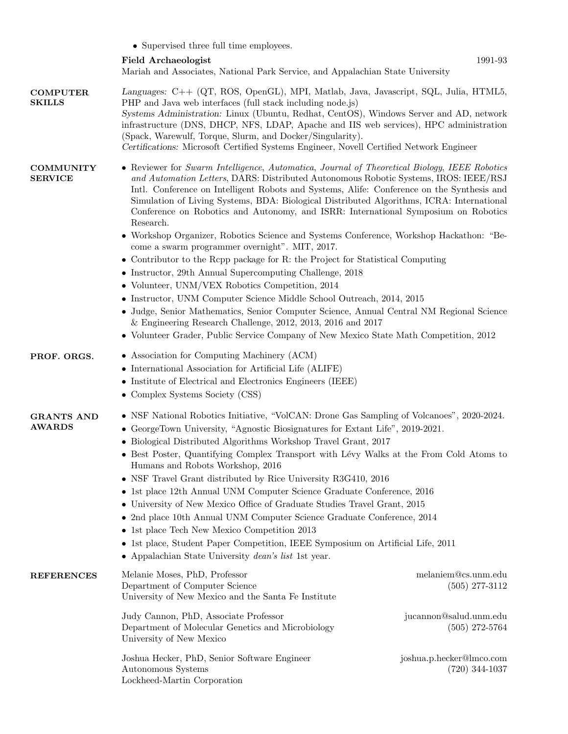- Supervised three full time employees.

**Field Archaeologist** 1991-93
Mariah and Associates, National Park Service, and Appalachian State University

## COMPUTER SKILLS

*Languages:* C++ (QT, ROS, OpenGL), MPI, Matlab, Java, Javascript, SQL, Julia, HTML5, PHP and Java web interfaces (full stack including node.js)
*Systems Administration:* Linux (Ubuntu, Redhat, CentOS), Windows Server and AD, network infrastructure (DNS, DHCP, NFS, LDAP, Apache and IIS web services), HPC administration (Spack, Warewulf, Torque, Slurm, and Docker/Singularity).
*Certifications:* Microsoft Certified Systems Engineer, Novell Certified Network Engineer

## COMMUNITY SERVICE

- Reviewer for *Swarm Intelligence*, *Automatica*, *Journal of Theoretical Biology*, *IEEE Robotics and Automation Letters*, DARS: Distributed Autonomous Robotic Systems, IROS: IEEE/RSJ Intl. Conference on Intelligent Robots and Systems, Alife: Conference on the Synthesis and Simulation of Living Systems, BDA: Biological Distributed Algorithms, ICRA: International Conference on Robotics and Autonomy, and ISRR: International Symposium on Robotics Research.
- Workshop Organizer, Robotics Science and Systems Conference, Workshop Hackathon: "Become a swarm programmer overnight". MIT, 2017.
- Contributor to the Rcpp package for R: the Project for Statistical Computing
- Instructor, 29th Annual Supercomputing Challenge, 2018
- Volunteer, UNM/VEX Robotics Competition, 2014
- Instructor, UNM Computer Science Middle School Outreach, 2014, 2015
- Judge, Senior Mathematics, Senior Computer Science, Annual Central NM Regional Science & Engineering Research Challenge, 2012, 2013, 2016 and 2017
- Volunteer Grader, Public Service Company of New Mexico State Math Competition, 2012

## PROF. ORGS.

- Association for Computing Machinery (ACM)
- International Association for Artificial Life (ALIFE)
- Institute of Electrical and Electronics Engineers (IEEE)
- Complex Systems Society (CSS)

## GRANTS AND AWARDS

- NSF National Robotics Initiative, "VolCAN: Drone Gas Sampling of Volcanoes", 2020-2024.
- GeorgeTown University, "Agnostic Biosignatures for Extant Life", 2019-2021.
- Biological Distributed Algorithms Workshop Travel Grant, 2017
- Best Poster, Quantifying Complex Transport with Lévy Walks at the From Cold Atoms to Humans and Robots Workshop, 2016
- NSF Travel Grant distributed by Rice University R3G410, 2016
- 1st place 12th Annual UNM Computer Science Graduate Conference, 2016
- University of New Mexico Office of Graduate Studies Travel Grant, 2015
- 2nd place 10th Annual UNM Computer Science Graduate Conference, 2014
- 1st place Tech New Mexico Competition 2013
- 1st place, Student Paper Competition, IEEE Symposium on Artificial Life, 2011
- Appalachian State University *dean's list* 1st year.

## REFERENCES

Melanie Moses, PhD, Professor — melaniem@cs.unm.edu
Department of Computer Science — (505) 277-3112
University of New Mexico and the Santa Fe Institute

Judy Cannon, PhD, Associate Professor — jucannon@salud.unm.edu
Department of Molecular Genetics and Microbiology — (505) 272-5764
University of New Mexico

Joshua Hecker, PhD, Senior Software Engineer — joshua.p.hecker@lmco.com
Autonomous Systems — (720) 344-1037
Lockheed-Martin Corporation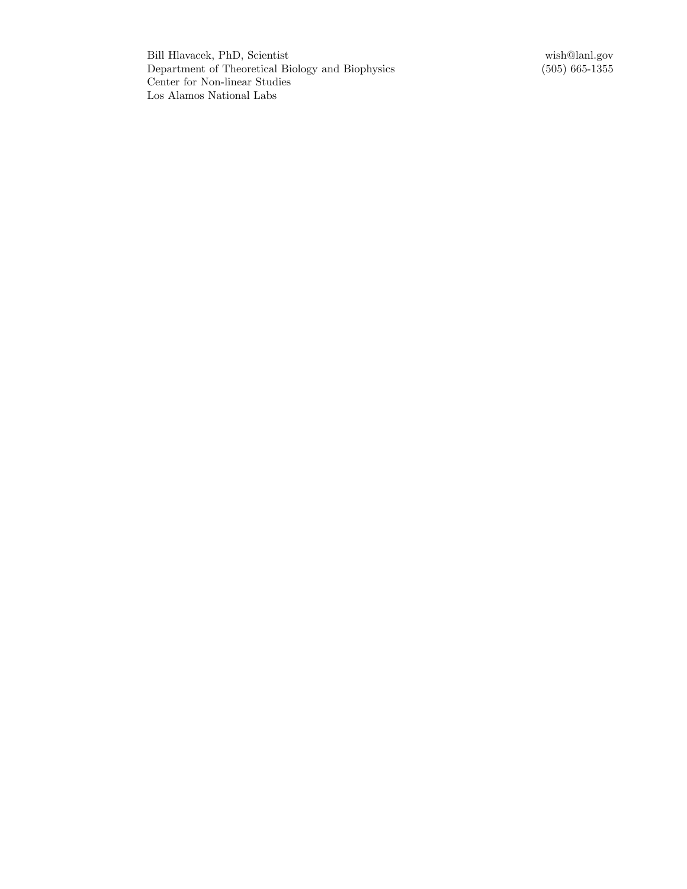Bill Hlavacek, PhD, Scientist
Department of Theoretical Biology and Biophysics
Center for Non-linear Studies
Los Alamos National Labs

wish@lanl.gov
(505) 665-1355